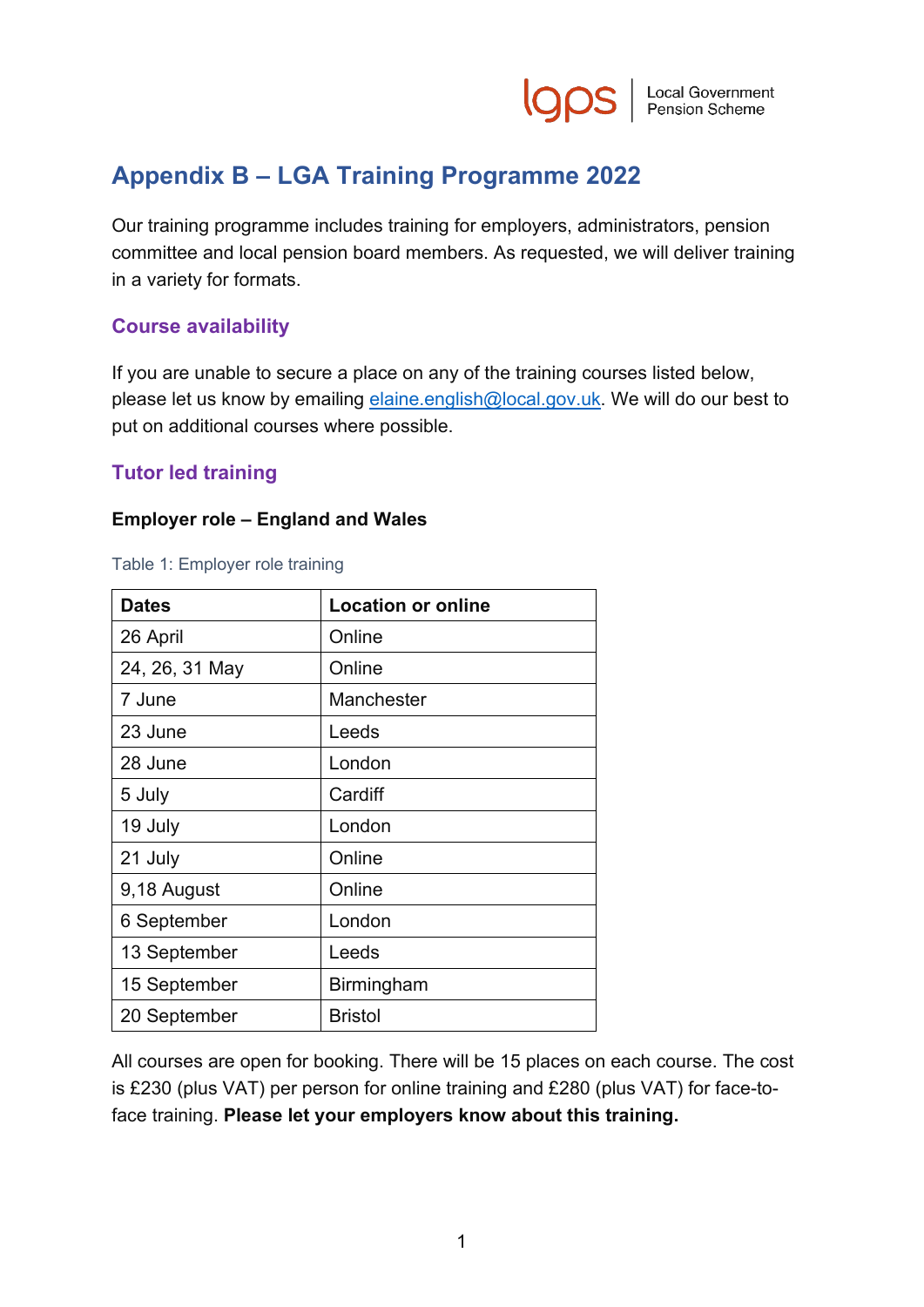# Appendix B – LGA Training Programme 2022

Our training programme includes training for employers, administrators, pension committee and local pension board members. As requested, we will deliver training in a variety for formats.

## Course availability

If you are unable to secure a place on any of the training courses listed below, please let us know by emailing elaine.english@local.gov.uk. We will do our best to put on additional courses where possible.

## Tutor led training

### Employer role – England and Wales

Table 1: Employer role training

| Dates | Location or online |
|---|---|
| 26 April | Online |
| 24, 26, 31 May | Online |
| 7 June | Manchester |
| 23 June | Leeds |
| 28 June | London |
| 5 July | Cardiff |
| 19 July | London |
| 21 July | Online |
| 9,18 August | Online |
| 6 September | London |
| 13 September | Leeds |
| 15 September | Birmingham |
| 20 September | Bristol |

All courses are open for booking. There will be 15 places on each course. The cost is £230 (plus VAT) per person for online training and £280 (plus VAT) for face-to-face training. **Please let your employers know about this training.**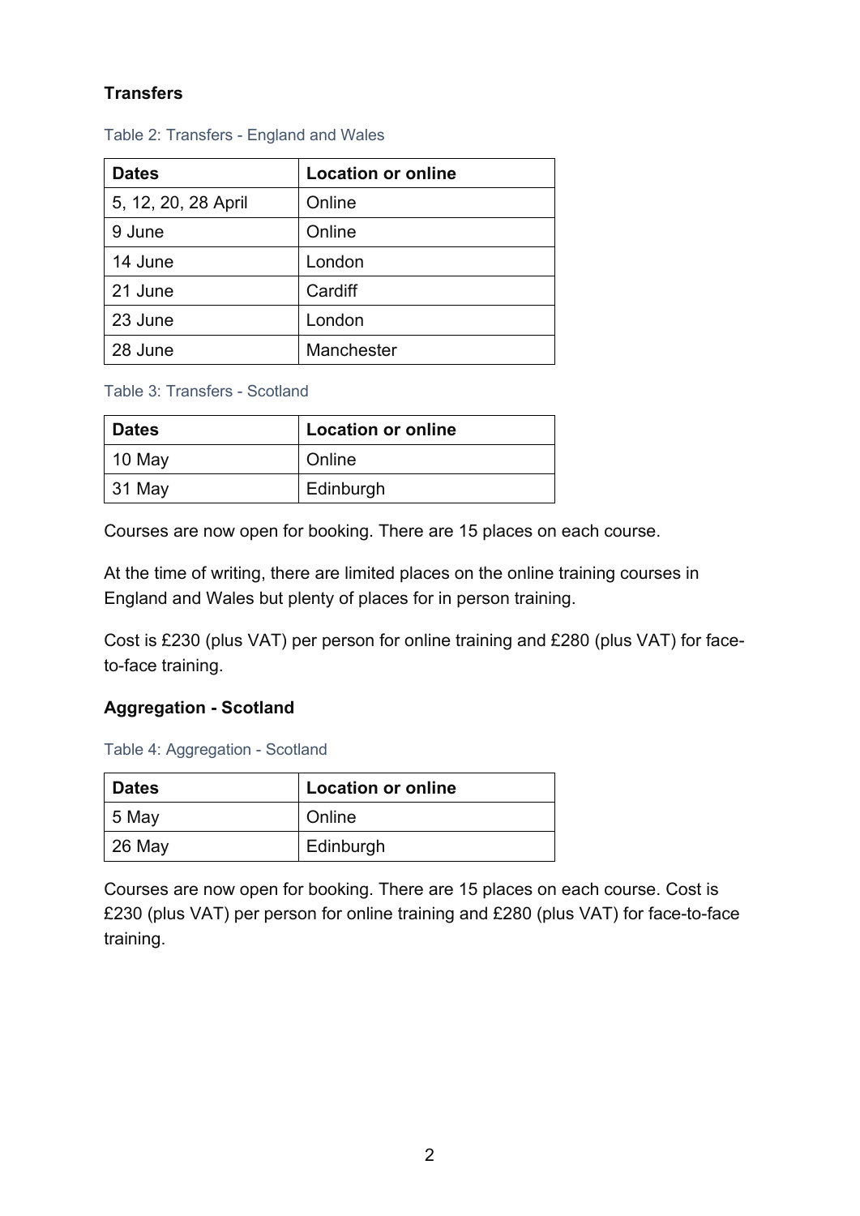**Transfers**

Table 2: Transfers - England and Wales

| Dates | Location or online |
| --- | --- |
| 5, 12, 20, 28 April | Online |
| 9 June | Online |
| 14 June | London |
| 21 June | Cardiff |
| 23 June | London |
| 28 June | Manchester |

Table 3: Transfers - Scotland

| Dates | Location or online |
| --- | --- |
| 10 May | Online |
| 31 May | Edinburgh |

Courses are now open for booking. There are 15 places on each course.

At the time of writing, there are limited places on the online training courses in England and Wales but plenty of places for in person training.

Cost is £230 (plus VAT) per person for online training and £280 (plus VAT) for face-to-face training.

**Aggregation - Scotland**

Table 4: Aggregation - Scotland

| Dates | Location or online |
| --- | --- |
| 5 May | Online |
| 26 May | Edinburgh |

Courses are now open for booking. There are 15 places on each course. Cost is £230 (plus VAT) per person for online training and £280 (plus VAT) for face-to-face training.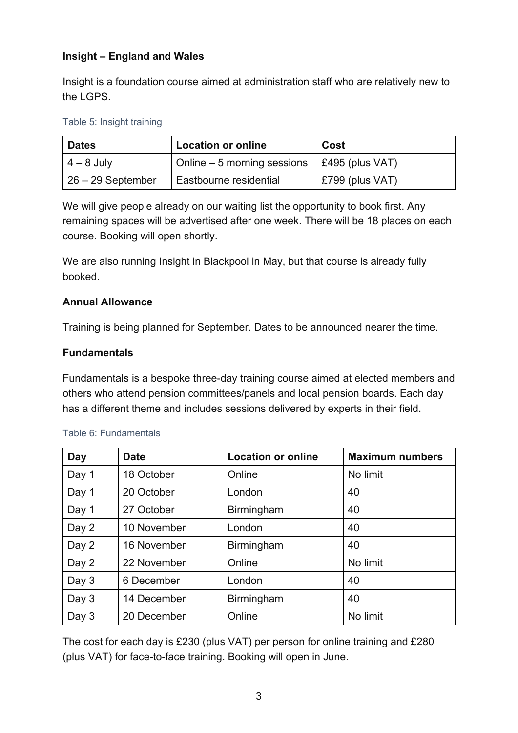**Insight – England and Wales**

Insight is a foundation course aimed at administration staff who are relatively new to the LGPS.

Table 5: Insight training

| Dates | Location or online | Cost |
| --- | --- | --- |
| 4 – 8 July | Online – 5 morning sessions | £495 (plus VAT) |
| 26 – 29 September | Eastbourne residential | £799 (plus VAT) |

We will give people already on our waiting list the opportunity to book first. Any remaining spaces will be advertised after one week. There will be 18 places on each course. Booking will open shortly.

We are also running Insight in Blackpool in May, but that course is already fully booked.

**Annual Allowance**

Training is being planned for September. Dates to be announced nearer the time.

**Fundamentals**

Fundamentals is a bespoke three-day training course aimed at elected members and others who attend pension committees/panels and local pension boards. Each day has a different theme and includes sessions delivered by experts in their field.

Table 6: Fundamentals

| Day | Date | Location or online | Maximum numbers |
| --- | --- | --- | --- |
| Day 1 | 18 October | Online | No limit |
| Day 1 | 20 October | London | 40 |
| Day 1 | 27 October | Birmingham | 40 |
| Day 2 | 10 November | London | 40 |
| Day 2 | 16 November | Birmingham | 40 |
| Day 2 | 22 November | Online | No limit |
| Day 3 | 6 December | London | 40 |
| Day 3 | 14 December | Birmingham | 40 |
| Day 3 | 20 December | Online | No limit |

The cost for each day is £230 (plus VAT) per person for online training and £280 (plus VAT) for face-to-face training. Booking will open in June.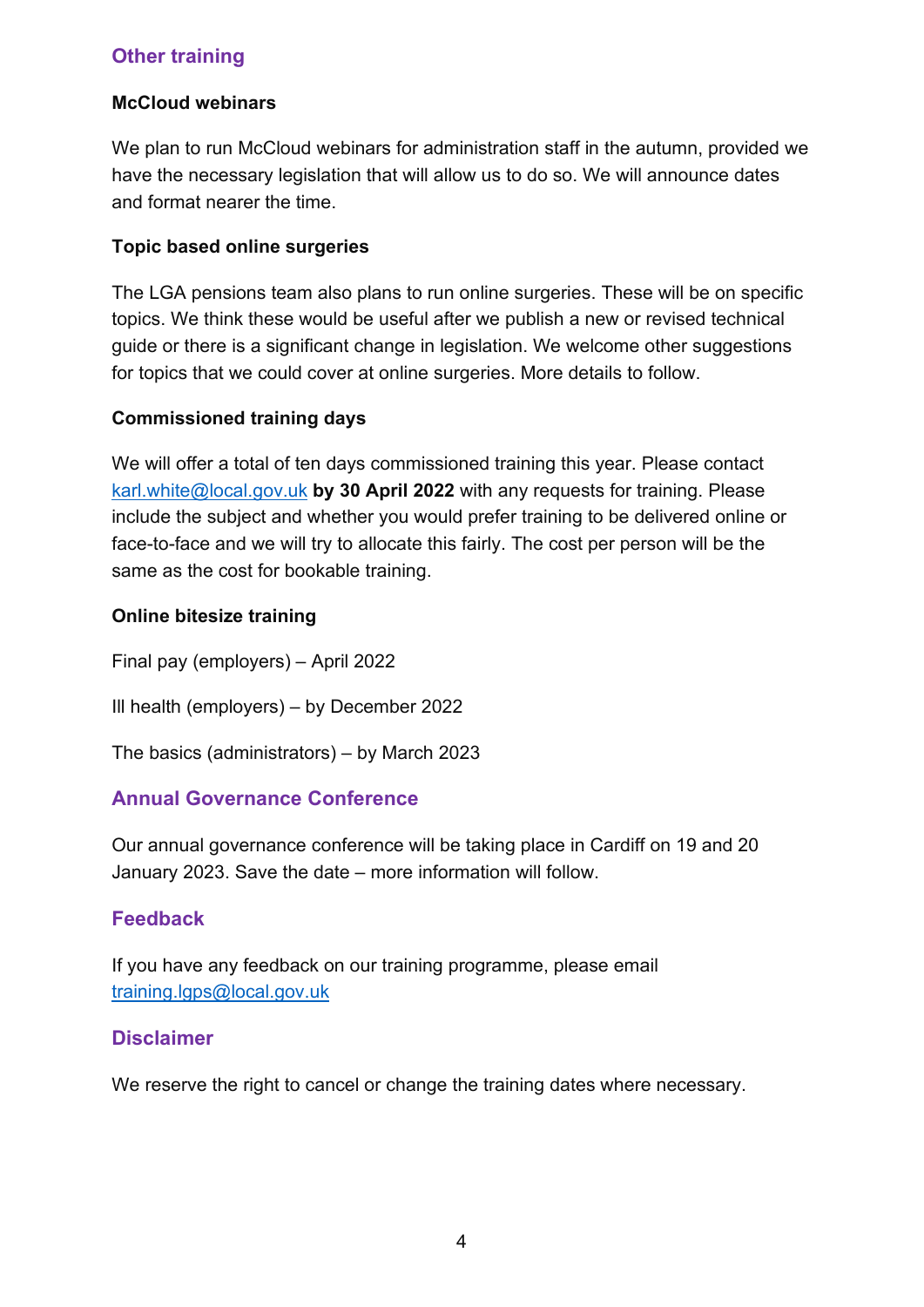## Other training

### McCloud webinars

We plan to run McCloud webinars for administration staff in the autumn, provided we have the necessary legislation that will allow us to do so. We will announce dates and format nearer the time.

### Topic based online surgeries

The LGA pensions team also plans to run online surgeries. These will be on specific topics. We think these would be useful after we publish a new or revised technical guide or there is a significant change in legislation. We welcome other suggestions for topics that we could cover at online surgeries. More details to follow.

### Commissioned training days

We will offer a total of ten days commissioned training this year. Please contact [karl.white@local.gov.uk](mailto:karl.white@local.gov.uk) **by 30 April 2022** with any requests for training. Please include the subject and whether you would prefer training to be delivered online or face-to-face and we will try to allocate this fairly. The cost per person will be the same as the cost for bookable training.

### Online bitesize training

Final pay (employers) – April 2022

Ill health (employers) – by December 2022

The basics (administrators) – by March 2023

## Annual Governance Conference

Our annual governance conference will be taking place in Cardiff on 19 and 20 January 2023. Save the date – more information will follow.

## Feedback

If you have any feedback on our training programme, please email [training.lgps@local.gov.uk](mailto:training.lgps@local.gov.uk)

## Disclaimer

We reserve the right to cancel or change the training dates where necessary.